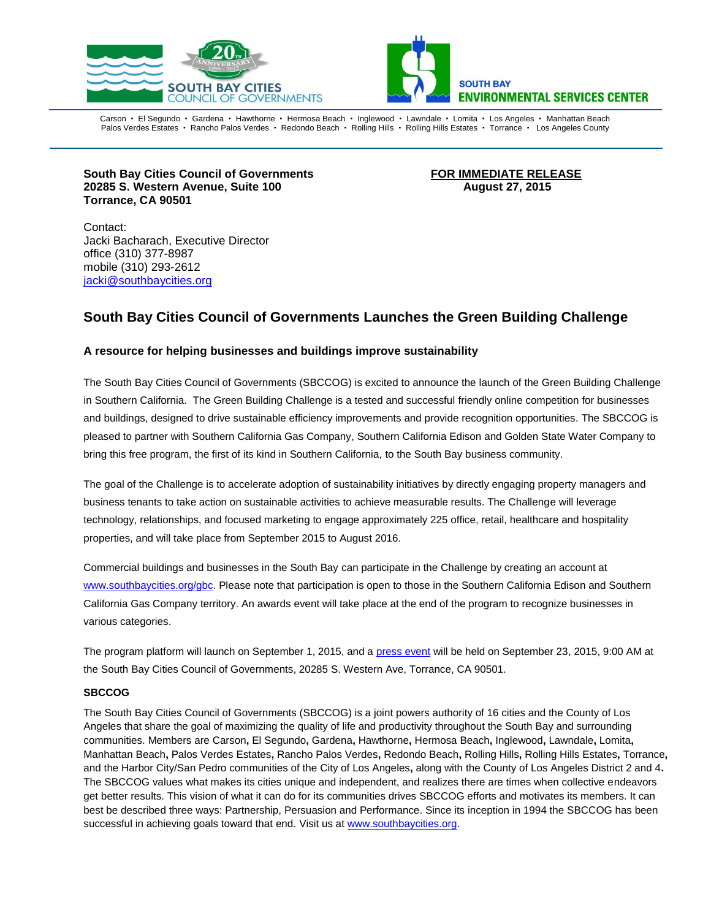SOUTH BAY CITIES COUNCIL OF GOVERNMENTS

SOUTH BAY ENVIRONMENTAL SERVICES CENTER

Carson • El Segundo • Gardena • Hawthorne • Hermosa Beach • Inglewood • Lawndale • Lomita • Los Angeles • Manhattan Beach
Palos Verdes Estates • Rancho Palos Verdes • Redondo Beach • Rolling Hills • Rolling Hills Estates • Torrance • Los Angeles County

**South Bay Cities Council of Governments**
**20285 S. Western Avenue, Suite 100**
**Torrance, CA 90501**

**FOR IMMEDIATE RELEASE**
**August 27, 2015**

Contact:
Jacki Bacharach, Executive Director
office (310) 377-8987
mobile (310) 293-2612
jacki@southbaycities.org

## South Bay Cities Council of Governments Launches the Green Building Challenge

### A resource for helping businesses and buildings improve sustainability

The South Bay Cities Council of Governments (SBCCOG) is excited to announce the launch of the Green Building Challenge in Southern California. The Green Building Challenge is a tested and successful friendly online competition for businesses and buildings, designed to drive sustainable efficiency improvements and provide recognition opportunities. The SBCCOG is pleased to partner with Southern California Gas Company, Southern California Edison and Golden State Water Company to bring this free program, the first of its kind in Southern California, to the South Bay business community.

The goal of the Challenge is to accelerate adoption of sustainability initiatives by directly engaging property managers and business tenants to take action on sustainable activities to achieve measurable results. The Challenge will leverage technology, relationships, and focused marketing to engage approximately 225 office, retail, healthcare and hospitality properties, and will take place from September 2015 to August 2016.

Commercial buildings and businesses in the South Bay can participate in the Challenge by creating an account at www.southbaycities.org/gbc. Please note that participation is open to those in the Southern California Edison and Southern California Gas Company territory. An awards event will take place at the end of the program to recognize businesses in various categories.

The program platform will launch on September 1, 2015, and a press event will be held on September 23, 2015, 9:00 AM at the South Bay Cities Council of Governments, 20285 S. Western Ave, Torrance, CA 90501.

**SBCCOG**

The South Bay Cities Council of Governments (SBCCOG) is a joint powers authority of 16 cities and the County of Los Angeles that share the goal of maximizing the quality of life and productivity throughout the South Bay and surrounding communities. Members are Carson, El Segundo, Gardena, Hawthorne, Hermosa Beach, Inglewood, Lawndale, Lomita, Manhattan Beach, Palos Verdes Estates, Rancho Palos Verdes, Redondo Beach, Rolling Hills, Rolling Hills Estates, Torrance, and the Harbor City/San Pedro communities of the City of Los Angeles, along with the County of Los Angeles District 2 and 4. The SBCCOG values what makes its cities unique and independent, and realizes there are times when collective endeavors get better results. This vision of what it can do for its communities drives SBCCOG efforts and motivates its members. It can best be described three ways: Partnership, Persuasion and Performance. Since its inception in 1994 the SBCCOG has been successful in achieving goals toward that end. Visit us at www.southbaycities.org.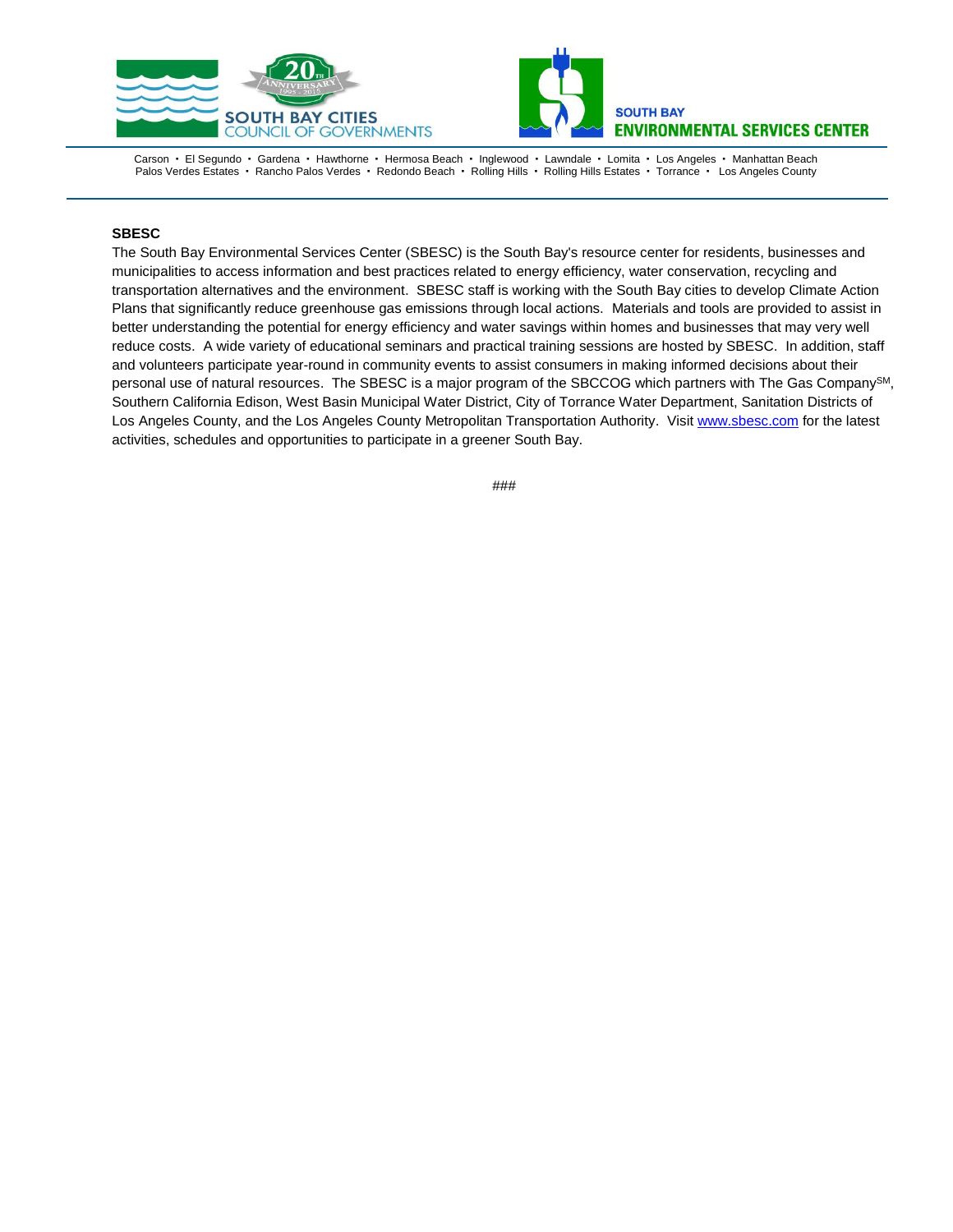SOUTH BAY CITIES COUNCIL OF GOVERNMENTS

SOUTH BAY ENVIRONMENTAL SERVICES CENTER

Carson • El Segundo • Gardena • Hawthorne • Hermosa Beach • Inglewood • Lawndale • Lomita • Los Angeles • Manhattan Beach
Palos Verdes Estates • Rancho Palos Verdes • Redondo Beach • Rolling Hills • Rolling Hills Estates • Torrance • Los Angeles County

**SBESC**

The South Bay Environmental Services Center (SBESC) is the South Bay's resource center for residents, businesses and municipalities to access information and best practices related to energy efficiency, water conservation, recycling and transportation alternatives and the environment. SBESC staff is working with the South Bay cities to develop Climate Action Plans that significantly reduce greenhouse gas emissions through local actions. Materials and tools are provided to assist in better understanding the potential for energy efficiency and water savings within homes and businesses that may very well reduce costs. A wide variety of educational seminars and practical training sessions are hosted by SBESC. In addition, staff and volunteers participate year-round in community events to assist consumers in making informed decisions about their personal use of natural resources. The SBESC is a major program of the SBCCOG which partners with The Gas Company℠, Southern California Edison, West Basin Municipal Water District, City of Torrance Water Department, Sanitation Districts of Los Angeles County, and the Los Angeles County Metropolitan Transportation Authority. Visit www.sbesc.com for the latest activities, schedules and opportunities to participate in a greener South Bay.

###